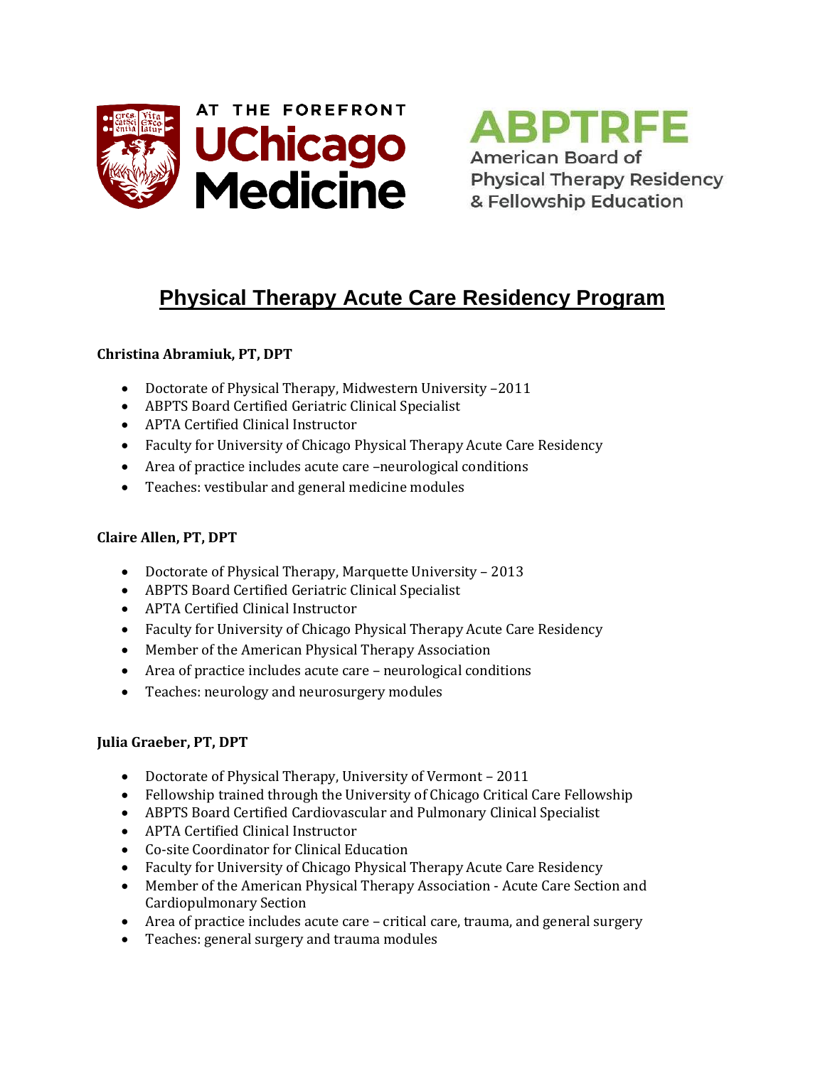AT THE FOREFRONT UChicago Medicine

ABPTRFE American Board of Physical Therapy Residency & Fellowship Education

# Physical Therapy Acute Care Residency Program

**Christina Abramiuk, PT, DPT**

- Doctorate of Physical Therapy, Midwestern University –2011
- ABPTS Board Certified Geriatric Clinical Specialist
- APTA Certified Clinical Instructor
- Faculty for University of Chicago Physical Therapy Acute Care Residency
- Area of practice includes acute care –neurological conditions
- Teaches: vestibular and general medicine modules

**Claire Allen, PT, DPT**

- Doctorate of Physical Therapy, Marquette University – 2013
- ABPTS Board Certified Geriatric Clinical Specialist
- APTA Certified Clinical Instructor
- Faculty for University of Chicago Physical Therapy Acute Care Residency
- Member of the American Physical Therapy Association
- Area of practice includes acute care – neurological conditions
- Teaches: neurology and neurosurgery modules

**Julia Graeber, PT, DPT**

- Doctorate of Physical Therapy, University of Vermont – 2011
- Fellowship trained through the University of Chicago Critical Care Fellowship
- ABPTS Board Certified Cardiovascular and Pulmonary Clinical Specialist
- APTA Certified Clinical Instructor
- Co-site Coordinator for Clinical Education
- Faculty for University of Chicago Physical Therapy Acute Care Residency
- Member of the American Physical Therapy Association - Acute Care Section and Cardiopulmonary Section
- Area of practice includes acute care – critical care, trauma, and general surgery
- Teaches: general surgery and trauma modules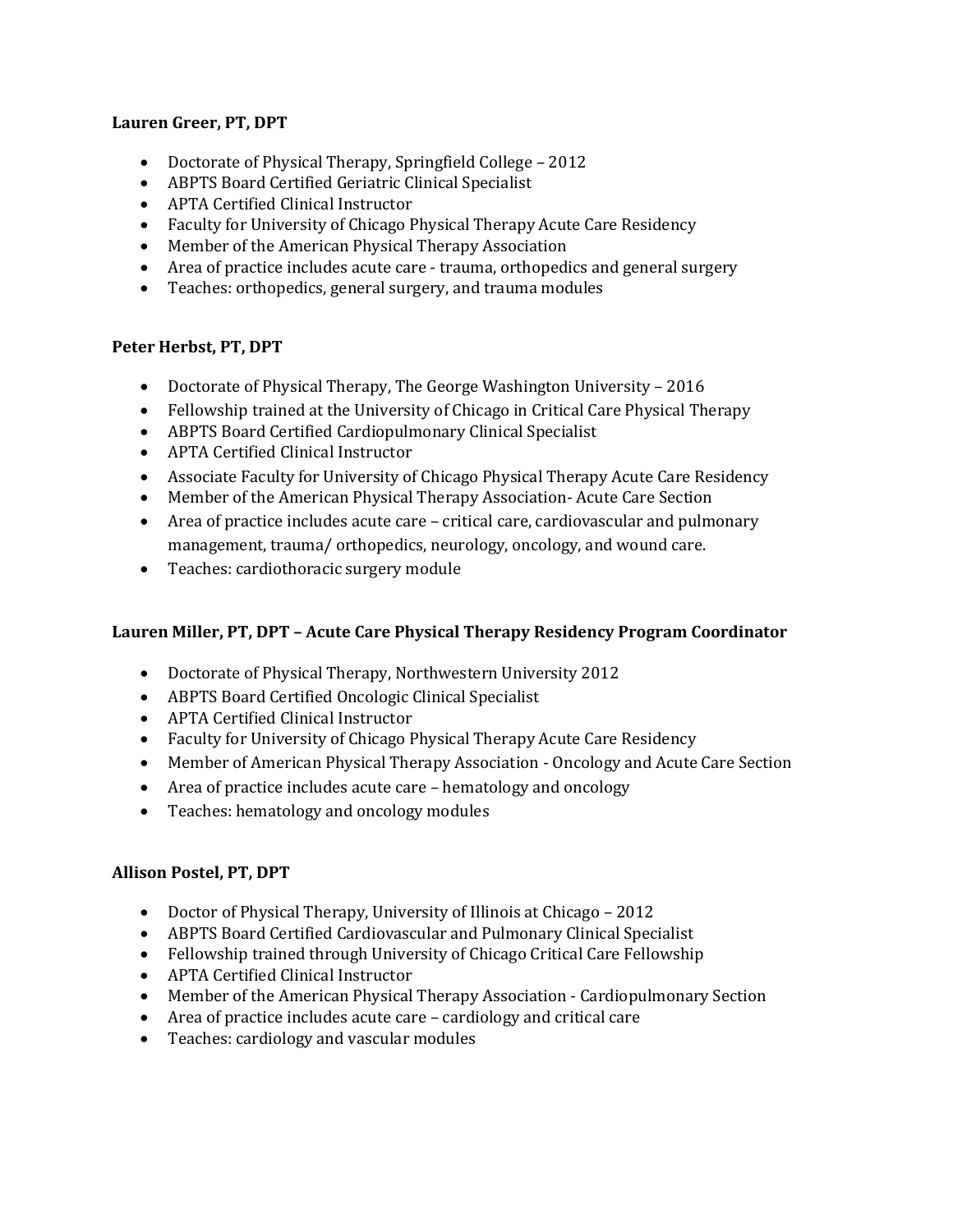**Lauren Greer, PT, DPT**

- Doctorate of Physical Therapy, Springfield College – 2012
- ABPTS Board Certified Geriatric Clinical Specialist
- APTA Certified Clinical Instructor
- Faculty for University of Chicago Physical Therapy Acute Care Residency
- Member of the American Physical Therapy Association
- Area of practice includes acute care - trauma, orthopedics and general surgery
- Teaches: orthopedics, general surgery, and trauma modules

**Peter Herbst, PT, DPT**

- Doctorate of Physical Therapy, The George Washington University – 2016
- Fellowship trained at the University of Chicago in Critical Care Physical Therapy
- ABPTS Board Certified Cardiopulmonary Clinical Specialist
- APTA Certified Clinical Instructor
- Associate Faculty for University of Chicago Physical Therapy Acute Care Residency
- Member of the American Physical Therapy Association- Acute Care Section
- Area of practice includes acute care – critical care, cardiovascular and pulmonary management, trauma/ orthopedics, neurology, oncology, and wound care.
- Teaches: cardiothoracic surgery module

**Lauren Miller, PT, DPT – Acute Care Physical Therapy Residency Program Coordinator**

- Doctorate of Physical Therapy, Northwestern University 2012
- ABPTS Board Certified Oncologic Clinical Specialist
- APTA Certified Clinical Instructor
- Faculty for University of Chicago Physical Therapy Acute Care Residency
- Member of American Physical Therapy Association - Oncology and Acute Care Section
- Area of practice includes acute care – hematology and oncology
- Teaches: hematology and oncology modules

**Allison Postel, PT, DPT**

- Doctor of Physical Therapy, University of Illinois at Chicago – 2012
- ABPTS Board Certified Cardiovascular and Pulmonary Clinical Specialist
- Fellowship trained through University of Chicago Critical Care Fellowship
- APTA Certified Clinical Instructor
- Member of the American Physical Therapy Association - Cardiopulmonary Section
- Area of practice includes acute care – cardiology and critical care
- Teaches: cardiology and vascular modules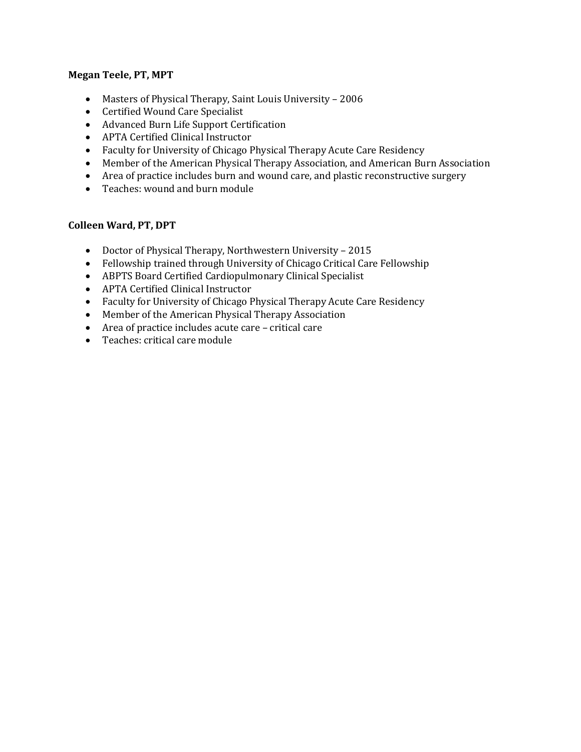**Megan Teele, PT, MPT**

- Masters of Physical Therapy, Saint Louis University – 2006
- Certified Wound Care Specialist
- Advanced Burn Life Support Certification
- APTA Certified Clinical Instructor
- Faculty for University of Chicago Physical Therapy Acute Care Residency
- Member of the American Physical Therapy Association, and American Burn Association
- Area of practice includes burn and wound care, and plastic reconstructive surgery
- Teaches: wound and burn module

**Colleen Ward, PT, DPT**

- Doctor of Physical Therapy, Northwestern University – 2015
- Fellowship trained through University of Chicago Critical Care Fellowship
- ABPTS Board Certified Cardiopulmonary Clinical Specialist
- APTA Certified Clinical Instructor
- Faculty for University of Chicago Physical Therapy Acute Care Residency
- Member of the American Physical Therapy Association
- Area of practice includes acute care – critical care
- Teaches: critical care module